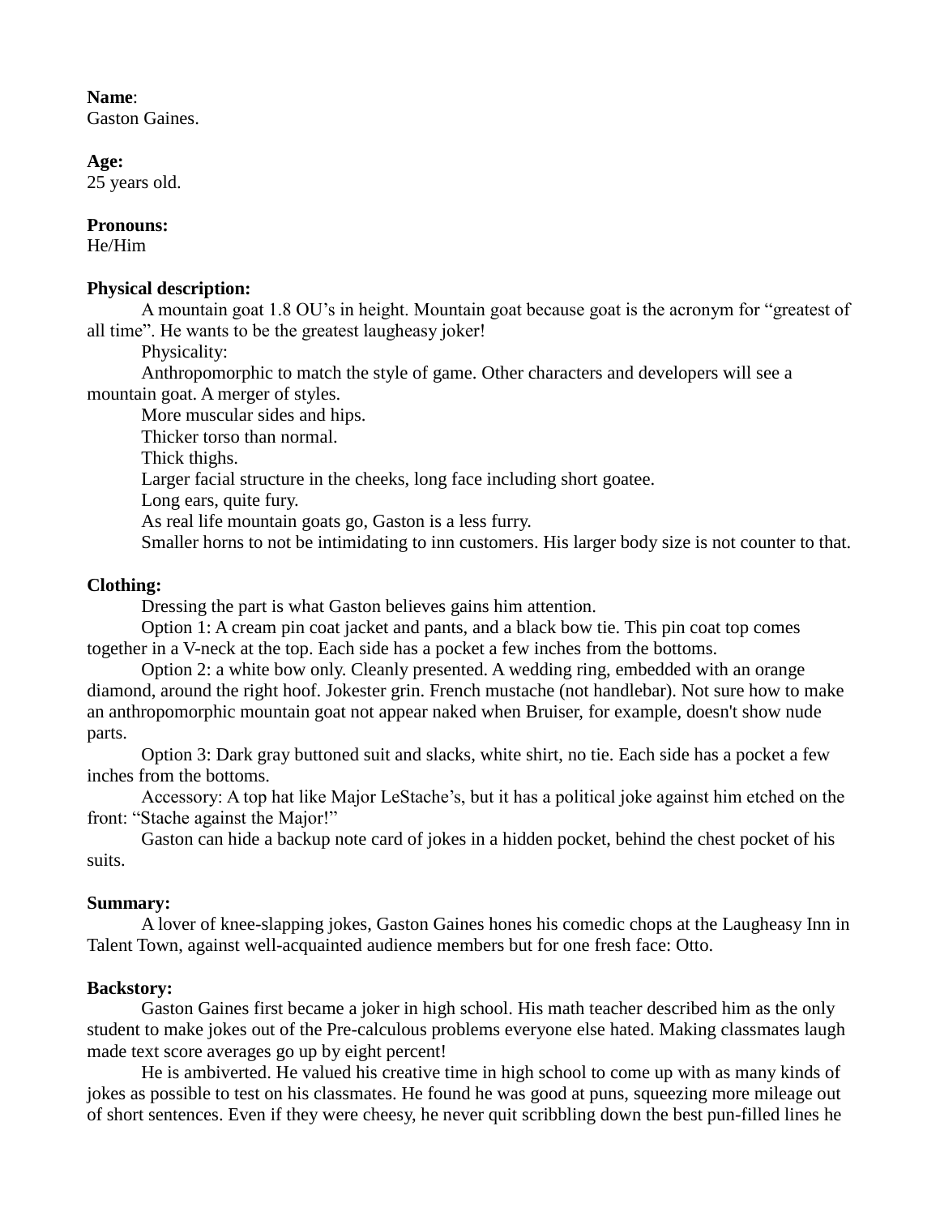**Name**:
Gaston Gaines.

**Age:**
25 years old.

**Pronouns:**
He/Him

**Physical description:**

A mountain goat 1.8 OU's in height. Mountain goat because goat is the acronym for "greatest of all time". He wants to be the greatest laugheasy joker!

Physicality:

Anthropomorphic to match the style of game. Other characters and developers will see a mountain goat. A merger of styles.

More muscular sides and hips.

Thicker torso than normal.

Thick thighs.

Larger facial structure in the cheeks, long face including short goatee.

Long ears, quite fury.

As real life mountain goats go, Gaston is a less furry.

Smaller horns to not be intimidating to inn customers. His larger body size is not counter to that.

**Clothing:**

Dressing the part is what Gaston believes gains him attention.

Option 1: A cream pin coat jacket and pants, and a black bow tie. This pin coat top comes together in a V-neck at the top. Each side has a pocket a few inches from the bottoms.

Option 2: a white bow only. Cleanly presented. A wedding ring, embedded with an orange diamond, around the right hoof. Jokester grin. French mustache (not handlebar). Not sure how to make an anthropomorphic mountain goat not appear naked when Bruiser, for example, doesn't show nude parts.

Option 3: Dark gray buttoned suit and slacks, white shirt, no tie. Each side has a pocket a few inches from the bottoms.

Accessory: A top hat like Major LeStache's, but it has a political joke against him etched on the front: "Stache against the Major!"

Gaston can hide a backup note card of jokes in a hidden pocket, behind the chest pocket of his suits.

**Summary:**

A lover of knee-slapping jokes, Gaston Gaines hones his comedic chops at the Laugheasy Inn in Talent Town, against well-acquainted audience members but for one fresh face: Otto.

**Backstory:**

Gaston Gaines first became a joker in high school. His math teacher described him as the only student to make jokes out of the Pre-calculous problems everyone else hated. Making classmates laugh made text score averages go up by eight percent!

He is ambiverted. He valued his creative time in high school to come up with as many kinds of jokes as possible to test on his classmates. He found he was good at puns, squeezing more mileage out of short sentences. Even if they were cheesy, he never quit scribbling down the best pun-filled lines he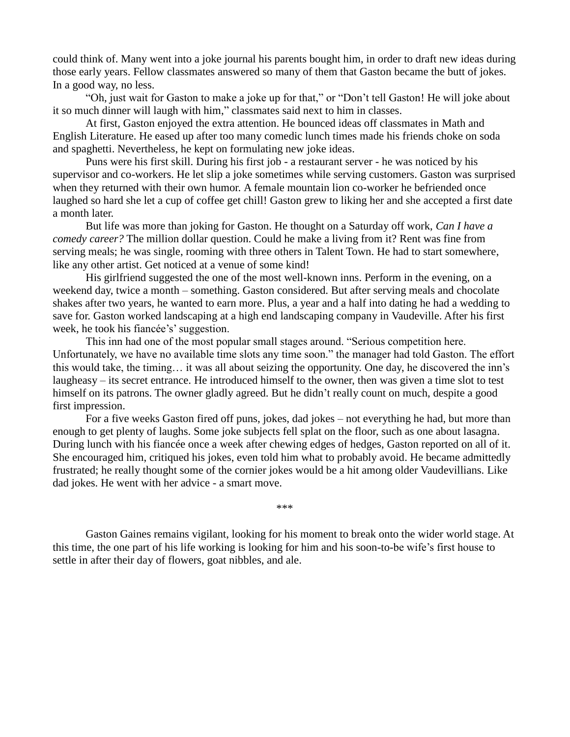could think of. Many went into a joke journal his parents bought him, in order to draft new ideas during those early years. Fellow classmates answered so many of them that Gaston became the butt of jokes. In a good way, no less.

"Oh, just wait for Gaston to make a joke up for that," or "Don't tell Gaston! He will joke about it so much dinner will laugh with him," classmates said next to him in classes.

At first, Gaston enjoyed the extra attention. He bounced ideas off classmates in Math and English Literature. He eased up after too many comedic lunch times made his friends choke on soda and spaghetti. Nevertheless, he kept on formulating new joke ideas.

Puns were his first skill. During his first job - a restaurant server - he was noticed by his supervisor and co-workers. He let slip a joke sometimes while serving customers. Gaston was surprised when they returned with their own humor. A female mountain lion co-worker he befriended once laughed so hard she let a cup of coffee get chill! Gaston grew to liking her and she accepted a first date a month later.

But life was more than joking for Gaston. He thought on a Saturday off work, *Can I have a comedy career?* The million dollar question. Could he make a living from it? Rent was fine from serving meals; he was single, rooming with three others in Talent Town. He had to start somewhere, like any other artist. Get noticed at a venue of some kind!

His girlfriend suggested the one of the most well-known inns. Perform in the evening, on a weekend day, twice a month – something. Gaston considered. But after serving meals and chocolate shakes after two years, he wanted to earn more. Plus, a year and a half into dating he had a wedding to save for. Gaston worked landscaping at a high end landscaping company in Vaudeville. After his first week, he took his fiancée's' suggestion.

This inn had one of the most popular small stages around. "Serious competition here. Unfortunately, we have no available time slots any time soon." the manager had told Gaston. The effort this would take, the timing… it was all about seizing the opportunity. One day, he discovered the inn's laugheasy – its secret entrance. He introduced himself to the owner, then was given a time slot to test himself on its patrons. The owner gladly agreed. But he didn't really count on much, despite a good first impression.

For a five weeks Gaston fired off puns, jokes, dad jokes – not everything he had, but more than enough to get plenty of laughs. Some joke subjects fell splat on the floor, such as one about lasagna. During lunch with his fiancée once a week after chewing edges of hedges, Gaston reported on all of it. She encouraged him, critiqued his jokes, even told him what to probably avoid. He became admittedly frustrated; he really thought some of the cornier jokes would be a hit among older Vaudevillians. Like dad jokes. He went with her advice - a smart move.

***

Gaston Gaines remains vigilant, looking for his moment to break onto the wider world stage. At this time, the one part of his life working is looking for him and his soon-to-be wife's first house to settle in after their day of flowers, goat nibbles, and ale.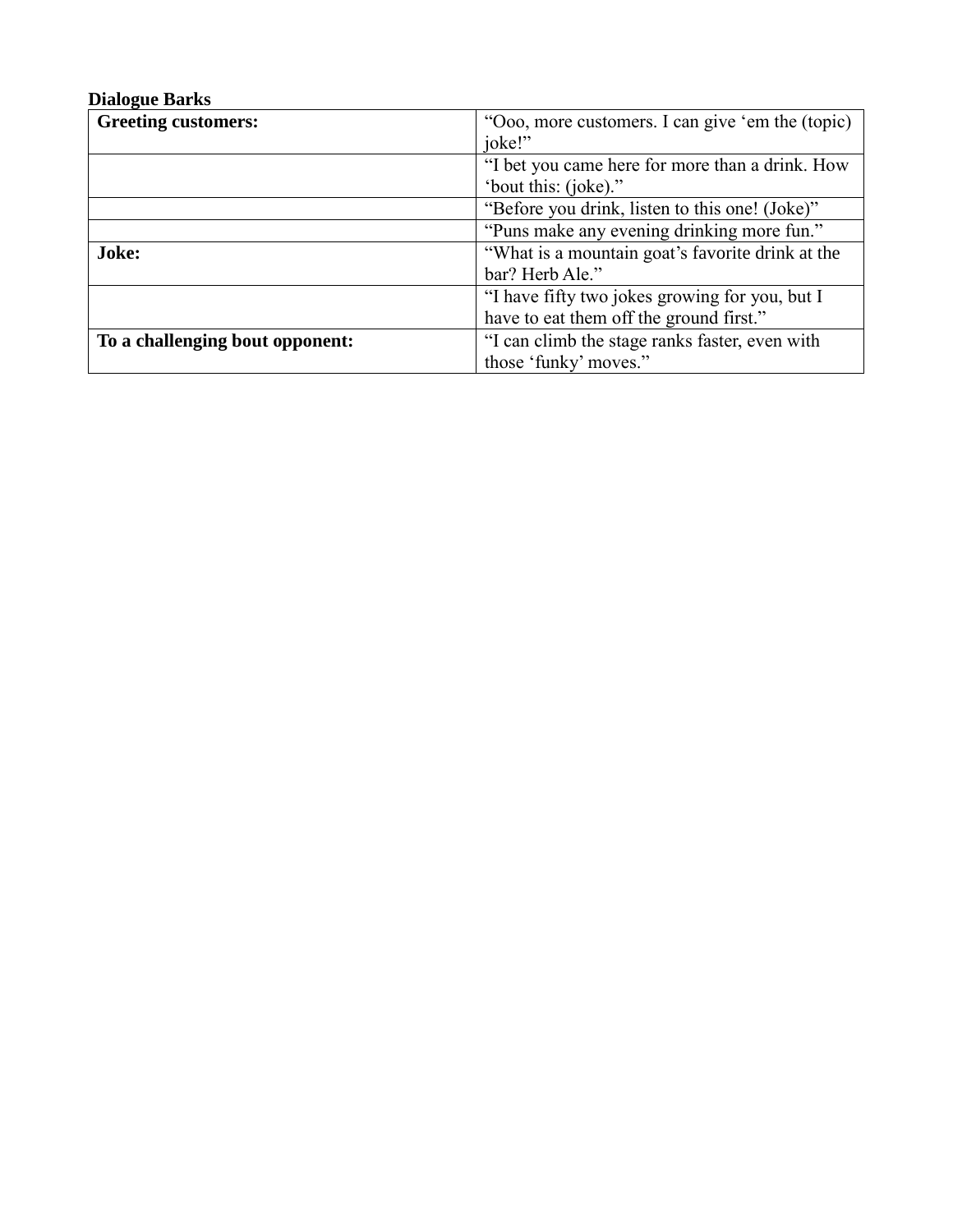**Dialogue Barks**

| | |
|---|---|
| **Greeting customers:** | “Ooo, more customers. I can give ‘em the (topic) joke!” |
| | “I bet you came here for more than a drink. How ‘bout this: (joke).” |
| | “Before you drink, listen to this one! (Joke)” |
| | “Puns make any evening drinking more fun.” |
| **Joke:** | “What is a mountain goat’s favorite drink at the bar? Herb Ale.” |
| | “I have fifty two jokes growing for you, but I have to eat them off the ground first.” |
| **To a challenging bout opponent:** | “I can climb the stage ranks faster, even with those ‘funky’ moves.” |